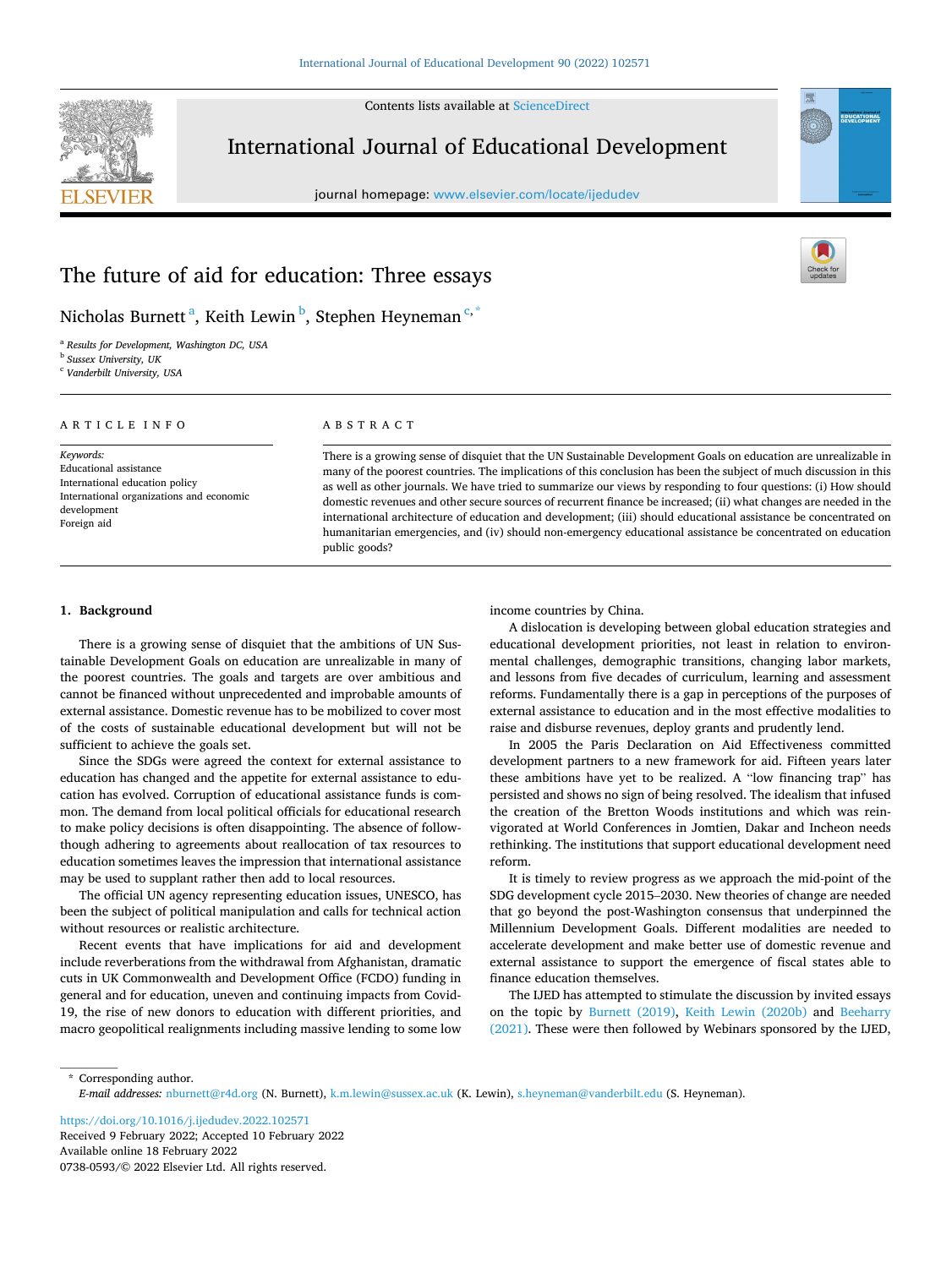# The future of aid for education: Three essays

Nicholas Burnett [a], Keith Lewin [b], Stephen Heyneman [c,*]

[a] Results for Development, Washington DC, USA
[b] Sussex University, UK
[c] Vanderbilt University, USA

## ARTICLE INFO

*Keywords:*
Educational assistance
International education policy
International organizations and economic development
Foreign aid

## ABSTRACT

There is a growing sense of disquiet that the UN Sustainable Development Goals on education are unrealizable in many of the poorest countries. The implications of this conclusion has been the subject of much discussion in this as well as other journals. We have tried to summarize our views by responding to four questions: (i) How should domestic revenues and other secure sources of recurrent finance be increased; (ii) what changes are needed in the international architecture of education and development; (iii) should educational assistance be concentrated on humanitarian emergencies, and (iv) should non-emergency educational assistance be concentrated on education public goods?

## 1. Background

There is a growing sense of disquiet that the ambitions of UN Sustainable Development Goals on education are unrealizable in many of the poorest countries. The goals and targets are over ambitious and cannot be financed without unprecedented and improbable amounts of external assistance. Domestic revenue has to be mobilized to cover most of the costs of sustainable educational development but will not be sufficient to achieve the goals set.

Since the SDGs were agreed the context for external assistance to education has changed and the appetite for external assistance to education has evolved. Corruption of educational assistance funds is common. The demand from local political officials for educational research to make policy decisions is often disappointing. The absence of follow-though adhering to agreements about reallocation of tax resources to education sometimes leaves the impression that international assistance may be used to supplant rather then add to local resources.

The official UN agency representing education issues, UNESCO, has been the subject of political manipulation and calls for technical action without resources or realistic architecture.

Recent events that have implications for aid and development include reverberations from the withdrawal from Afghanistan, dramatic cuts in UK Commonwealth and Development Office (FCDO) funding in general and for education, uneven and continuing impacts from Covid-19, the rise of new donors to education with different priorities, and macro geopolitical realignments including massive lending to some low income countries by China.

A dislocation is developing between global education strategies and educational development priorities, not least in relation to environmental challenges, demographic transitions, changing labor markets, and lessons from five decades of curriculum, learning and assessment reforms. Fundamentally there is a gap in perceptions of the purposes of external assistance to education and in the most effective modalities to raise and disburse revenues, deploy grants and prudently lend.

In 2005 the Paris Declaration on Aid Effectiveness committed development partners to a new framework for aid. Fifteen years later these ambitions have yet to be realized. A "low financing trap" has persisted and shows no sign of being resolved. The idealism that infused the creation of the Bretton Woods institutions and which was reinvigorated at World Conferences in Jomtien, Dakar and Incheon needs rethinking. The institutions that support educational development need reform.

It is timely to review progress as we approach the mid-point of the SDG development cycle 2015–2030. New theories of change are needed that go beyond the post-Washington consensus that underpinned the Millennium Development Goals. Different modalities are needed to accelerate development and make better use of domestic revenue and external assistance to support the emergence of fiscal states able to finance education themselves.

The IJED has attempted to stimulate the discussion by invited essays on the topic by Burnett (2019), Keith Lewin (2020b) and Beeharry (2021). These were then followed by Webinars sponsored by the IJED,

---

* Corresponding author.
*E-mail addresses:* nburnett@r4d.org (N. Burnett), k.m.lewin@sussex.ac.uk (K. Lewin), s.heyneman@vanderbilt.edu (S. Heyneman).

https://doi.org/10.1016/j.ijedudev.2022.102571
Received 9 February 2022; Accepted 10 February 2022
Available online 18 February 2022
0738-0593/© 2022 Elsevier Ltd. All rights reserved.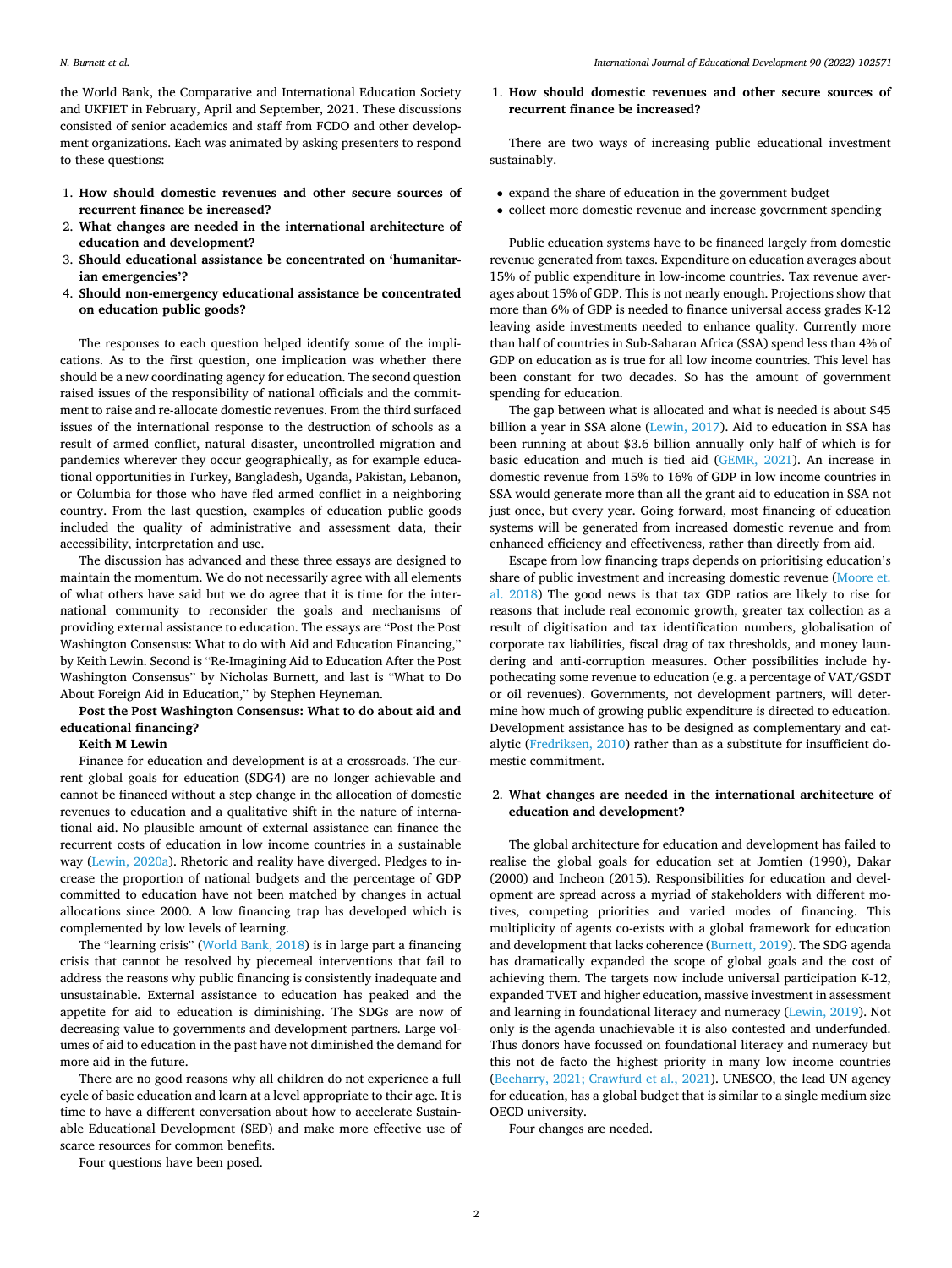the World Bank, the Comparative and International Education Society and UKFIET in February, April and September, 2021. These discussions consisted of senior academics and staff from FCDO and other development organizations. Each was animated by asking presenters to respond to these questions:

1. **How should domestic revenues and other secure sources of recurrent finance be increased?**
2. **What changes are needed in the international architecture of education and development?**
3. **Should educational assistance be concentrated on 'humanitarian emergencies'?**
4. **Should non-emergency educational assistance be concentrated on education public goods?**

The responses to each question helped identify some of the implications. As to the first question, one implication was whether there should be a new coordinating agency for education. The second question raised issues of the responsibility of national officials and the commitment to raise and re-allocate domestic revenues. From the third surfaced issues of the international response to the destruction of schools as a result of armed conflict, natural disaster, uncontrolled migration and pandemics wherever they occur geographically, as for example educational opportunities in Turkey, Bangladesh, Uganda, Pakistan, Lebanon, or Columbia for those who have fled armed conflict in a neighboring country. From the last question, examples of education public goods included the quality of administrative and assessment data, their accessibility, interpretation and use.

The discussion has advanced and these three essays are designed to maintain the momentum. We do not necessarily agree with all elements of what others have said but we do agree that it is time for the international community to reconsider the goals and mechanisms of providing external assistance to education. The essays are "Post the Post Washington Consensus: What to do with Aid and Education Financing," by Keith Lewin. Second is "Re-Imagining Aid to Education After the Post Washington Consensus" by Nicholas Burnett, and last is "What to Do About Foreign Aid in Education," by Stephen Heyneman.

**Post the Post Washington Consensus: What to do about aid and educational financing?**

**Keith M Lewin**

Finance for education and development is at a crossroads. The current global goals for education (SDG4) are no longer achievable and cannot be financed without a step change in the allocation of domestic revenues to education and a qualitative shift in the nature of international aid. No plausible amount of external assistance can finance the recurrent costs of education in low income countries in a sustainable way (Lewin, 2020a). Rhetoric and reality have diverged. Pledges to increase the proportion of national budgets and the percentage of GDP committed to education have not been matched by changes in actual allocations since 2000. A low financing trap has developed which is complemented by low levels of learning.

The "learning crisis" (World Bank, 2018) is in large part a financing crisis that cannot be resolved by piecemeal interventions that fail to address the reasons why public financing is consistently inadequate and unsustainable. External assistance to education has peaked and the appetite for aid to education is diminishing. The SDGs are now of decreasing value to governments and development partners. Large volumes of aid to education in the past have not diminished the demand for more aid in the future.

There are no good reasons why all children do not experience a full cycle of basic education and learn at a level appropriate to their age. It is time to have a different conversation about how to accelerate Sustainable Educational Development (SED) and make more effective use of scarce resources for common benefits.

Four questions have been posed.

1. **How should domestic revenues and other secure sources of recurrent finance be increased?**

There are two ways of increasing public educational investment sustainably.

- expand the share of education in the government budget
- collect more domestic revenue and increase government spending

Public education systems have to be financed largely from domestic revenue generated from taxes. Expenditure on education averages about 15% of public expenditure in low-income countries. Tax revenue averages about 15% of GDP. This is not nearly enough. Projections show that more than 6% of GDP is needed to finance universal access grades K-12 leaving aside investments needed to enhance quality. Currently more than half of countries in Sub-Saharan Africa (SSA) spend less than 4% of GDP on education as is true for all low income countries. This level has been constant for two decades. So has the amount of government spending for education.

The gap between what is allocated and what is needed is about \$45 billion a year in SSA alone (Lewin, 2017). Aid to education in SSA has been running at about \$3.6 billion annually only half of which is for basic education and much is tied aid (GEMR, 2021). An increase in domestic revenue from 15% to 16% of GDP in low income countries in SSA would generate more than all the grant aid to education in SSA not just once, but every year. Going forward, most financing of education systems will be generated from increased domestic revenue and from enhanced efficiency and effectiveness, rather than directly from aid.

Escape from low financing traps depends on prioritising education's share of public investment and increasing domestic revenue (Moore et al. 2018) The good news is that tax GDP ratios are likely to rise for reasons that include real economic growth, greater tax collection as a result of digitisation and tax identification numbers, globalisation of corporate tax liabilities, fiscal drag of tax thresholds, and money laundering and anti-corruption measures. Other possibilities include hypothecating some revenue to education (e.g. a percentage of VAT/GSDT or oil revenues). Governments, not development partners, will determine how much of growing public expenditure is directed to education. Development assistance has to be designed as complementary and catalytic (Fredriksen, 2010) rather than as a substitute for insufficient domestic commitment.

2. **What changes are needed in the international architecture of education and development?**

The global architecture for education and development has failed to realise the global goals for education set at Jomtien (1990), Dakar (2000) and Incheon (2015). Responsibilities for education and development are spread across a myriad of stakeholders with different motives, competing priorities and varied modes of financing. This multiplicity of agents co-exists with a global framework for education and development that lacks coherence (Burnett, 2019). The SDG agenda has dramatically expanded the scope of global goals and the cost of achieving them. The targets now include universal participation K-12, expanded TVET and higher education, massive investment in assessment and learning in foundational literacy and numeracy (Lewin, 2019). Not only is the agenda unachievable it is also contested and underfunded. Thus donors have focussed on foundational literacy and numeracy but this not de facto the highest priority in many low income countries (Beeharry, 2021; Crawfurd et al., 2021). UNESCO, the lead UN agency for education, has a global budget that is similar to a single medium size OECD university.

Four changes are needed.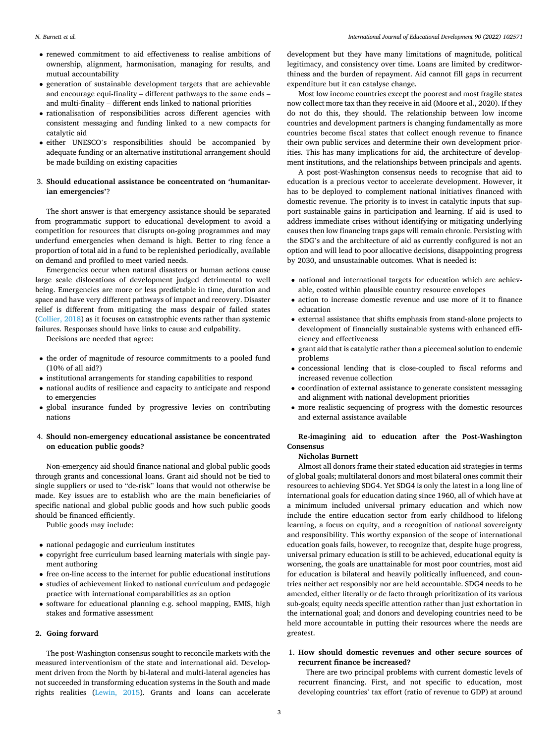- renewed commitment to aid effectiveness to realise ambitions of ownership, alignment, harmonisation, managing for results, and mutual accountability
- generation of sustainable development targets that are achievable and encourage equi-finality – different pathways to the same ends – and multi-finality – different ends linked to national priorities
- rationalisation of responsibilities across different agencies with consistent messaging and funding linked to a new compacts for catalytic aid
- either UNESCO's responsibilities should be accompanied by adequate funding or an alternative institutional arrangement should be made building on existing capacities

3. **Should educational assistance be concentrated on 'humanitarian emergencies'?**

The short answer is that emergency assistance should be separated from programmatic support to educational development to avoid a competition for resources that disrupts on-going programmes and may underfund emergencies when demand is high. Better to ring fence a proportion of total aid in a fund to be replenished periodically, available on demand and profiled to meet varied needs.

Emergencies occur when natural disasters or human actions cause large scale dislocations of development judged detrimental to well being. Emergencies are more or less predictable in time, duration and space and have very different pathways of impact and recovery. Disaster relief is different from mitigating the mass despair of failed states (Collier, 2018) as it focuses on catastrophic events rather than systemic failures. Responses should have links to cause and culpability.

Decisions are needed that agree:

- the order of magnitude of resource commitments to a pooled fund (10% of all aid?)
- institutional arrangements for standing capabilities to respond
- national audits of resilience and capacity to anticipate and respond to emergencies
- global insurance funded by progressive levies on contributing nations

4. **Should non-emergency educational assistance be concentrated on education public goods?**

Non-emergency aid should finance national and global public goods through grants and concessional loans. Grant aid should not be tied to single suppliers or used to "de-risk" loans that would not otherwise be made. Key issues are to establish who are the main beneficiaries of specific national and global public goods and how such public goods should be financed efficiently.

Public goods may include:

- national pedagogic and curriculum institutes
- copyright free curriculum based learning materials with single payment authoring
- free on-line access to the internet for public educational institutions
- studies of achievement linked to national curriculum and pedagogic practice with international comparabilities as an option
- software for educational planning e.g. school mapping, EMIS, high stakes and formative assessment

## 2. Going forward

The post-Washington consensus sought to reconcile markets with the measured interventionism of the state and international aid. Development driven from the North by bi-lateral and multi-lateral agencies has not succeeded in transforming education systems in the South and made rights realities (Lewin, 2015). Grants and loans can accelerate development but they have many limitations of magnitude, political legitimacy, and consistency over time. Loans are limited by creditworthiness and the burden of repayment. Aid cannot fill gaps in recurrent expenditure but it can catalyse change.

Most low income countries except the poorest and most fragile states now collect more tax than they receive in aid (Moore et al., 2020). If they do not do this, they should. The relationship between low income countries and development partners is changing fundamentally as more countries become fiscal states that collect enough revenue to finance their own public services and determine their own development priorities. This has many implications for aid, the architecture of development institutions, and the relationships between principals and agents.

A post post-Washington consensus needs to recognise that aid to education is a precious vector to accelerate development. However, it has to be deployed to complement national initiatives financed with domestic revenue. The priority is to invest in catalytic inputs that support sustainable gains in participation and learning. If aid is used to address immediate crises without identifying or mitigating underlying causes then low financing traps gaps will remain chronic. Persisting with the SDG's and the architecture of aid as currently configured is not an option and will lead to poor allocative decisions, disappointing progress by 2030, and unsustainable outcomes. What is needed is:

- national and international targets for education which are achievable, costed within plausible country resource envelopes
- action to increase domestic revenue and use more of it to finance education
- external assistance that shifts emphasis from stand-alone projects to development of financially sustainable systems with enhanced efficiency and effectiveness
- grant aid that is catalytic rather than a piecemeal solution to endemic problems
- concessional lending that is close-coupled to fiscal reforms and increased revenue collection
- coordination of external assistance to generate consistent messaging and alignment with national development priorities
- more realistic sequencing of progress with the domestic resources and external assistance available

## Re-imagining aid to education after the Post-Washington Consensus

**Nicholas Burnett**

Almost all donors frame their stated education aid strategies in terms of global goals; multilateral donors and most bilateral ones commit their resources to achieving SDG4. Yet SDG4 is only the latest in a long line of international goals for education dating since 1960, all of which have at a minimum included universal primary education and which now include the entire education sector from early childhood to lifelong learning, a focus on equity, and a recognition of national sovereignty and responsibility. This worthy expansion of the scope of international education goals fails, however, to recognize that, despite huge progress, universal primary education is still to be achieved, educational equity is worsening, the goals are unattainable for most poor countries, most aid for education is bilateral and heavily politically influenced, and countries neither act responsibly nor are held accountable. SDG4 needs to be amended, either literally or de facto through prioritization of its various sub-goals; equity needs specific attention rather than just exhortation in the international goal; and donors and developing countries need to be held more accountable in putting their resources where the needs are greatest.

1. **How should domestic revenues and other secure sources of recurrent finance be increased?**

There are two principal problems with current domestic levels of recurrent financing. First, and not specific to education, most developing countries' tax effort (ratio of revenue to GDP) at around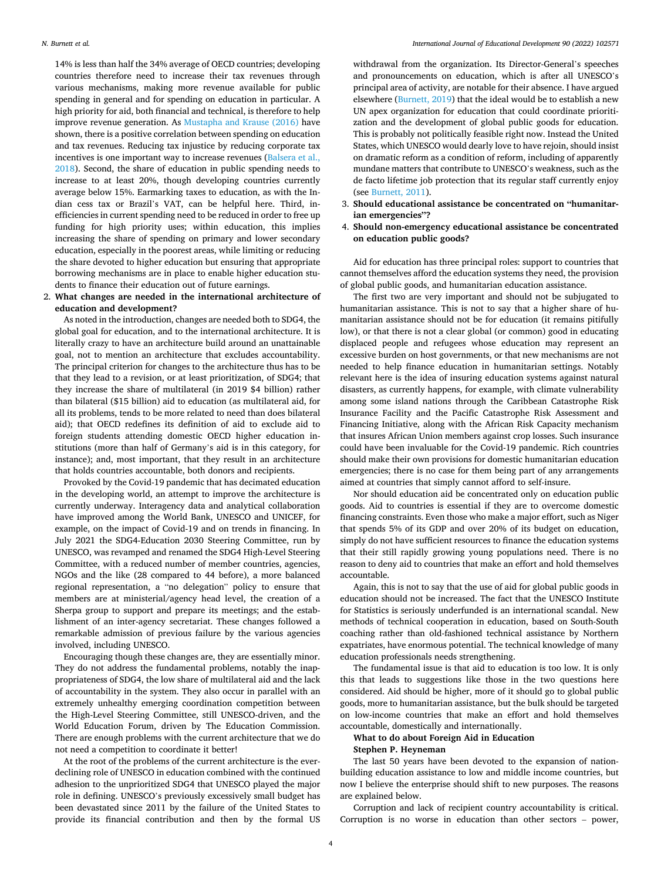14% is less than half the 34% average of OECD countries; developing countries therefore need to increase their tax revenues through various mechanisms, making more revenue available for public spending in general and for spending on education in particular. A high priority for aid, both financial and technical, is therefore to help improve revenue generation. As Mustapha and Krause (2016) have shown, there is a positive correlation between spending on education and tax revenues. Reducing tax injustice by reducing corporate tax incentives is one important way to increase revenues (Balsera et al., 2018). Second, the share of education in public spending needs to increase to at least 20%, though developing countries currently average below 15%. Earmarking taxes to education, as with the Indian cess tax or Brazil's VAT, can be helpful here. Third, inefficiencies in current spending need to be reduced in order to free up funding for high priority uses; within education, this implies increasing the share of spending on primary and lower secondary education, especially in the poorest areas, while limiting or reducing the share devoted to higher education but ensuring that appropriate borrowing mechanisms are in place to enable higher education students to finance their education out of future earnings.

2. **What changes are needed in the international architecture of education and development?**

   As noted in the introduction, changes are needed both to SDG4, the global goal for education, and to the international architecture. It is literally crazy to have an architecture build around an unattainable goal, not to mention an architecture that excludes accountability. The principal criterion for changes to the architecture thus has to be that they lead to a revision, or at least prioritization, of SDG4; that they increase the share of multilateral (in 2019 $4 billion) rather than bilateral ($15 billion) aid to education (as multilateral aid, for all its problems, tends to be more related to need than does bilateral aid); that OECD redefines its definition of aid to exclude aid to foreign students attending domestic OECD higher education institutions (more than half of Germany's aid is in this category, for instance); and, most important, that they result in an architecture that holds countries accountable, both donors and recipients.

   Provoked by the Covid-19 pandemic that has decimated education in the developing world, an attempt to improve the architecture is currently underway. Interagency data and analytical collaboration have improved among the World Bank, UNESCO and UNICEF, for example, on the impact of Covid-19 and on trends in financing. In July 2021 the SDG4-Education 2030 Steering Committee, run by UNESCO, was revamped and renamed the SDG4 High-Level Steering Committee, with a reduced number of member countries, agencies, NGOs and the like (28 compared to 44 before), a more balanced regional representation, a "no delegation" policy to ensure that members are at ministerial/agency head level, the creation of a Sherpa group to support and prepare its meetings; and the establishment of an inter-agency secretariat. These changes followed a remarkable admission of previous failure by the various agencies involved, including UNESCO.

   Encouraging though these changes are, they are essentially minor. They do not address the fundamental problems, notably the inappropriateness of SDG4, the low share of multilateral aid and the lack of accountability in the system. They also occur in parallel with an extremely unhealthy emerging coordination competition between the High-Level Steering Committee, still UNESCO-driven, and the World Education Forum, driven by The Education Commission. There are enough problems with the current architecture that we do not need a competition to coordinate it better!

   At the root of the problems of the current architecture is the ever-declining role of UNESCO in education combined with the continued adhesion to the unprioritized SDG4 that UNESCO played the major role in defining. UNESCO's previously excessively small budget has been devastated since 2011 by the failure of the United States to provide its financial contribution and then by the formal US withdrawal from the organization. Its Director-General's speeches and pronouncements on education, which is after all UNESCO's principal area of activity, are notable for their absence. I have argued elsewhere (Burnett, 2019) that the ideal would be to establish a new UN apex organization for education that could coordinate prioritization and the development of global public goods for education. This is probably not politically feasible right now. Instead the United States, which UNESCO would dearly love to have rejoin, should insist on dramatic reform as a condition of reform, including of apparently mundane matters that contribute to UNESCO's weakness, such as the de facto lifetime job protection that its regular staff currently enjoy (see Burnett, 2011).

3. **Should educational assistance be concentrated on "humanitarian emergencies"?**
4. **Should non-emergency educational assistance be concentrated on education public goods?**

Aid for education has three principal roles: support to countries that cannot themselves afford the education systems they need, the provision of global public goods, and humanitarian education assistance.

The first two are very important and should not be subjugated to humanitarian assistance. This is not to say that a higher share of humanitarian assistance should not be for education (it remains pitifully low), or that there is not a clear global (or common) good in educating displaced people and refugees whose education may represent an excessive burden on host governments, or that new mechanisms are not needed to help finance education in humanitarian settings. Notably relevant here is the idea of insuring education systems against natural disasters, as currently happens, for example, with climate vulnerability among some island nations through the Caribbean Catastrophe Risk Insurance Facility and the Pacific Catastrophe Risk Assessment and Financing Initiative, along with the African Risk Capacity mechanism that insures African Union members against crop losses. Such insurance could have been invaluable for the Covid-19 pandemic. Rich countries should make their own provisions for domestic humanitarian education emergencies; there is no case for them being part of any arrangements aimed at countries that simply cannot afford to self-insure.

Nor should education aid be concentrated only on education public goods. Aid to countries is essential if they are to overcome domestic financing constraints. Even those who make a major effort, such as Niger that spends 5% of its GDP and over 20% of its budget on education, simply do not have sufficient resources to finance the education systems that their still rapidly growing young populations need. There is no reason to deny aid to countries that make an effort and hold themselves accountable.

Again, this is not to say that the use of aid for global public goods in education should not be increased. The fact that the UNESCO Institute for Statistics is seriously underfunded is an international scandal. New methods of technical cooperation in education, based on South-South coaching rather than old-fashioned technical assistance by Northern expatriates, have enormous potential. The technical knowledge of many education professionals needs strengthening.

The fundamental issue is that aid to education is too low. It is only this that leads to suggestions like those in the two questions here considered. Aid should be higher, more of it should go to global public goods, more to humanitarian assistance, but the bulk should be targeted on low-income countries that make an effort and hold themselves accountable, domestically and internationally.

**What to do about Foreign Aid in Education**

**Stephen P. Heyneman**

The last 50 years have been devoted to the expansion of nation-building education assistance to low and middle income countries, but now I believe the enterprise should shift to new purposes. The reasons are explained below.

Corruption and lack of recipient country accountability is critical. Corruption is no worse in education than other sectors – power,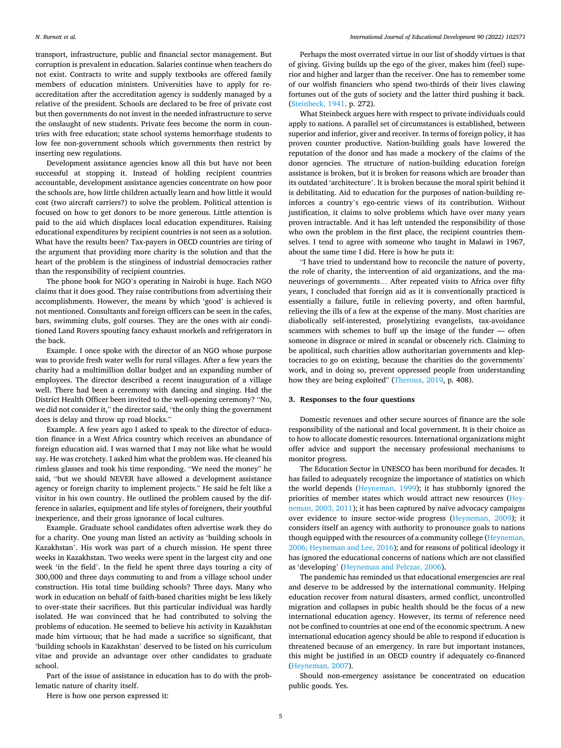transport, infrastructure, public and financial sector management. But corruption is prevalent in education. Salaries continue when teachers do not exist. Contracts to write and supply textbooks are offered family members of education ministers. Universities have to apply for re-accreditation after the accreditation agency is suddenly managed by a relative of the president. Schools are declared to be free of private cost but then governments do not invest in the needed infrastructure to serve the onslaught of new students. Private fees become the norm in countries with free education; state school systems hemorrhage students to low fee non-government schools which governments then restrict by inserting new regulations.

Development assistance agencies know all this but have not been successful at stopping it. Instead of holding recipient countries accountable, development assistance agencies concentrate on how poor the schools are, how little children actually learn and how little it would cost (two aircraft carriers?) to solve the problem. Political attention is focused on how to get donors to be more generous. Little attention is paid to the aid which displaces local education expenditures. Raising educational expenditures by recipient countries is not seen as a solution. What have the results been? Tax-payers in OECD countries are tiring of the argument that providing more charity is the solution and that the heart of the problem is the stinginess of industrial democracies rather than the responsibility of recipient countries.

The phone book for NGO's operating in Nairobi is huge. Each NGO claims that it does good. They raise contributions from advertising their accomplishments. However, the means by which 'good' is achieved is not mentioned. Consultants and foreign officers can be seen in the cafes, bars, swimming clubs, golf courses. They are the ones with air conditioned Land Rovers spouting fancy exhaust snorkels and refrigerators in the back.

Example. I once spoke with the director of an NGO whose purpose was to provide fresh water wells for rural villages. After a few years the charity had a multimillion dollar budget and an expanding number of employees. The director described a recent inauguration of a village well. There had been a ceremony with dancing and singing. Had the District Health Officer been invited to the well-opening ceremony? "No, we did not consider it," the director said, "the only thing the government does is delay and throw up road blocks."

Example. A few years ago I asked to speak to the director of education finance in a West Africa country which receives an abundance of foreign education aid. I was warned that I may not like what he would say. He was crotchety. I asked him what the problem was. He cleaned his rimless glasses and took his time responding. "We need the money" he said, "but we should NEVER have allowed a development assistance agency or foreign charity to implement projects." He said he felt like a visitor in his own country. He outlined the problem caused by the difference in salaries, equipment and life styles of foreigners, their youthful inexperience, and their gross ignorance of local cultures.

Example. Graduate school candidates often advertise work they do for a charity. One young man listed an activity as 'building schools in Kazakhstan'. His work was part of a church mission. He spent three weeks in Kazakhstan. Two weeks were spent in the largest city and one week 'in the field'. In the field he spent three days touring a city of 300,000 and three days commuting to and from a village school under construction. His total time building schools? Three days. Many who work in education on behalf of faith-based charities might be less likely to over-state their sacrifices. But this particular individual was hardly isolated. He was convinced that he had contributed to solving the problems of education. He seemed to believe his activity in Kazakhstan made him virtuous; that he had made a sacrifice so significant, that 'building schools in Kazakhstan' deserved to be listed on his curriculum vitae and provide an advantage over other candidates to graduate school.

Part of the issue of assistance in education has to do with the problematic nature of charity itself.

Here is how one person expressed it:

Perhaps the most overrated virtue in our list of shoddy virtues is that of giving. Giving builds up the ego of the giver, makes him (feel) superior and higher and larger than the receiver. One has to remember some of our wolfish financiers who spend two-thirds of their lives clawing fortunes out of the guts of society and the latter third pushing it back. (Steinbeck, 1941. p. 272).

What Steinbeck argues here with respect to private individuals could apply to nations. A parallel set of circumstances is established, between superior and inferior, giver and receiver. In terms of foreign policy, it has proven counter productive. Nation-building goals have lowered the reputation of the donor and has made a mockery of the claims of the donor agencies. The structure of nation-building education foreign assistance is broken, but it is broken for reasons which are broader than its outdated 'architecture'. It is broken because the moral spirit behind it is debilitating. Aid to education for the purposes of nation-building reinforces a country's ego-centric views of its contribution. Without justification, it claims to solve problems which have over many years proven intractable. And it has left untended the responsibility of those who own the problem in the first place, the recipient countries themselves. I tend to agree with someone who taught in Malawi in 1967, about the same time I did. Here is how he puts it:

"I have tried to understand how to reconcile the nature of poverty, the role of charity, the intervention of aid organizations, and the maneuverings of governments… After repeated visits to Africa over fifty years, I concluded that foreign aid as it is conventionally practiced is essentially a failure, futile in relieving poverty, and often harmful, relieving the ills of a few at the expense of the many. Most charities are diabolically self-interested, proselytizing evangelists, tax-avoidance scammers with schemes to buff up the image of the funder — often someone in disgrace or mired in scandal or obscenely rich. Claiming to be apolitical, such charities allow authoritarian governments and kleptocracies to go on existing, because the charities do the governments' work, and in doing so, prevent oppressed people from understanding how they are being exploited" (Theroux, 2019, p. 408).

## 3. Responses to the four questions

Domestic revenues and other secure sources of finance are the sole responsibility of the national and local government. It is their choice as to how to allocate domestic resources. International organizations might offer advice and support the necessary professional mechanisms to monitor progress.

The Education Sector in UNESCO has been moribund for decades. It has failed to adequately recognize the importance of statistics on which the world depends (Heyneman, 1999); it has stubbornly ignored the priorities of member states which would attract new resources (Heyneman, 2003, 2011); it has been captured by naïve advocacy campaigns over evidence to insure sector-wide progress (Heyneman, 2009); it considers itself an agency with authority to pronounce goals to nations though equipped with the resources of a community college (Heyneman, 2006; Heyneman and Lee, 2016); and for reasons of political ideology it has ignored the educational concerns of nations which are not classified as 'developing' (Heyneman and Pelczar, 2006).

The pandemic has reminded us that educational emergencies are real and deserve to be addressed by the international community. Helping education recover from natural disasters, armed conflict, uncontrolled migration and collapses in pubic health should be the focus of a new international education agency. However, its terms of reference need not be confined to countries at one end of the economic spectrum. A new international education agency should be able to respond if education is threatened because of an emergency. In rare but important instances, this might be justified in an OECD country if adequately co-financed (Heyneman, 2007).

Should non-emergency assistance be concentrated on education public goods. Yes.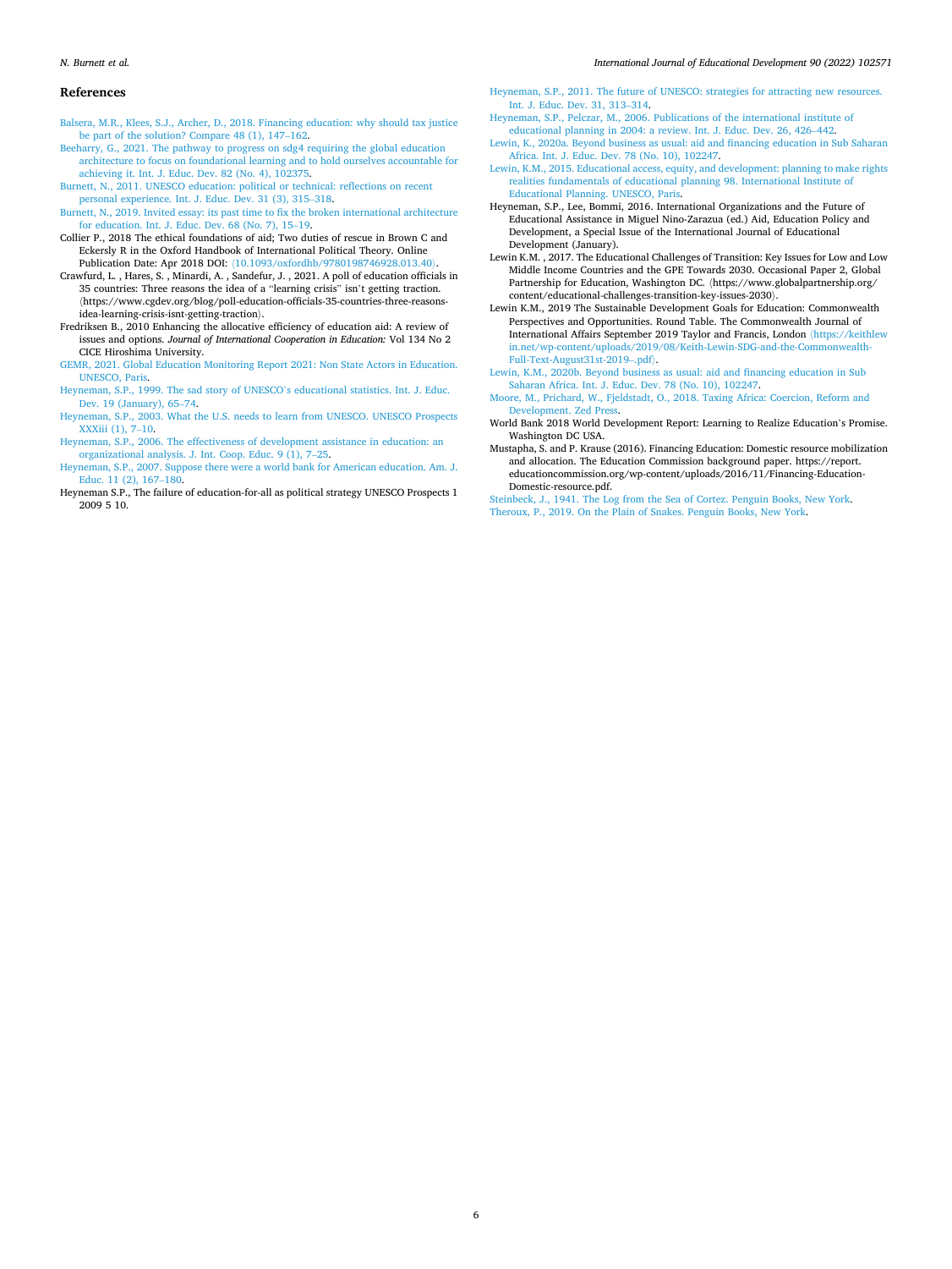## References

Balsera, M.R., Klees, S.J., Archer, D., 2018. Financing education: why should tax justice be part of the solution? Compare 48 (1), 147–162.

Beeharry, G., 2021. The pathway to progress on sdg4 requiring the global education architecture to focus on foundational learning and to hold ourselves accountable for achieving it. Int. J. Educ. Dev. 82 (No. 4), 102375.

Burnett, N., 2011. UNESCO education: political or technical: reflections on recent personal experience. Int. J. Educ. Dev. 31 (3), 315–318.

Burnett, N., 2019. Invited essay: its past time to fix the broken international architecture for education. Int. J. Educ. Dev. 68 (No. 7), 15–19.

Collier P., 2018 The ethical foundations of aid; Two duties of rescue in Brown C and Eckersly R in the Oxford Handbook of International Political Theory. Online Publication Date: Apr 2018 DOI: 〈10.1093/oxfordhb/9780198746928.013.40〉.

Crawfurd, L. , Hares, S. , Minardi, A. , Sandefur, J. , 2021. A poll of education officials in 35 countries: Three reasons the idea of a "learning crisis" isn't getting traction. 〈https://www.cgdev.org/blog/poll-education-officials-35-countries-three-reasons-idea-learning-crisis-isnt-getting-traction〉.

Fredriksen B., 2010 Enhancing the allocative efficiency of education aid: A review of issues and options. *Journal of International Cooperation in Education:* Vol 134 No 2 CICE Hiroshima University.

GEMR, 2021. Global Education Monitoring Report 2021: Non State Actors in Education. UNESCO, Paris.

Heyneman, S.P., 1999. The sad story of UNESCO's educational statistics. Int. J. Educ. Dev. 19 (January), 65–74.

Heyneman, S.P., 2003. What the U.S. needs to learn from UNESCO. UNESCO Prospects XXXiii (1), 7–10.

Heyneman, S.P., 2006. The effectiveness of development assistance in education: an organizational analysis. J. Int. Coop. Educ. 9 (1), 7–25.

Heyneman, S.P., 2007. Suppose there were a world bank for American education. Am. J. Educ. 11 (2), 167–180.

Heyneman S.P., The failure of education-for-all as political strategy UNESCO Prospects 1 2009 5 10.

Heyneman, S.P., 2011. The future of UNESCO: strategies for attracting new resources. Int. J. Educ. Dev. 31, 313–314.

Heyneman, S.P., Pelczar, M., 2006. Publications of the international institute of educational planning in 2004: a review. Int. J. Educ. Dev. 26, 426–442.

Lewin, K., 2020a. Beyond business as usual: aid and financing education in Sub Saharan Africa. Int. J. Educ. Dev. 78 (No. 10), 102247.

Lewin, K.M., 2015. Educational access, equity, and development: planning to make rights realities fundamentals of educational planning 98. International Institute of Educational Planning. UNESCO, Paris.

Heyneman, S.P., Lee, Bommi, 2016. International Organizations and the Future of Educational Assistance in Miguel Nino-Zarazua (ed.) Aid, Education Policy and Development, a Special Issue of the International Journal of Educational Development (January).

Lewin K.M. , 2017. The Educational Challenges of Transition: Key Issues for Low and Low Middle Income Countries and the GPE Towards 2030. Occasional Paper 2, Global Partnership for Education, Washington DC. 〈https://www.globalpartnership.org/content/educational-challenges-transition-key-issues-2030〉.

Lewin K.M., 2019 The Sustainable Development Goals for Education: Commonwealth Perspectives and Opportunities. Round Table. The Commonwealth Journal of International Affairs September 2019 Taylor and Francis, London 〈https://keithlewin.net/wp-content/uploads/2019/08/Keith-Lewin-SDG-and-the-Commonwealth-Full-Text-August31st-2019-.pdf〉.

Lewin, K.M., 2020b. Beyond business as usual: aid and financing education in Sub Saharan Africa. Int. J. Educ. Dev. 78 (No. 10), 102247.

Moore, M., Prichard, W., Fjeldstadt, O., 2018. Taxing Africa: Coercion, Reform and Development. Zed Press.

World Bank 2018 World Development Report: Learning to Realize Education's Promise. Washington DC USA.

Mustapha, S. and P. Krause (2016). Financing Education: Domestic resource mobilization and allocation. The Education Commission background paper. https://report.educationcommission.org/wp-content/uploads/2016/11/Financing-Education-Domestic-resource.pdf.

Steinbeck, J., 1941. The Log from the Sea of Cortez. Penguin Books, New York.

Theroux, P., 2019. On the Plain of Snakes. Penguin Books, New York.